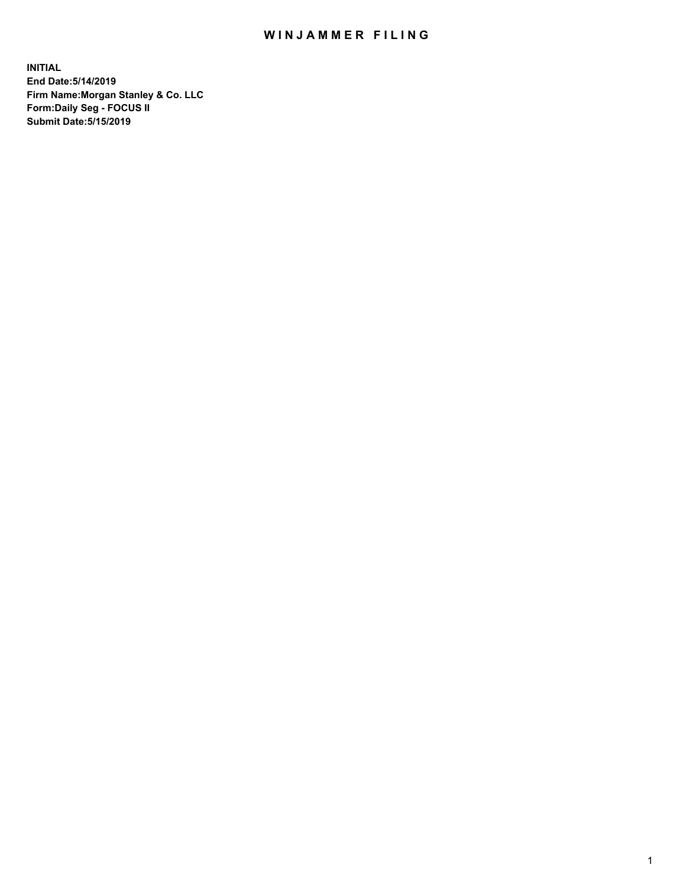# WINJAMMER FILING

**INITIAL**
**End Date:5/14/2019**
**Firm Name:Morgan Stanley & Co. LLC**
**Form:Daily Seg - FOCUS II**
**Submit Date:5/15/2019**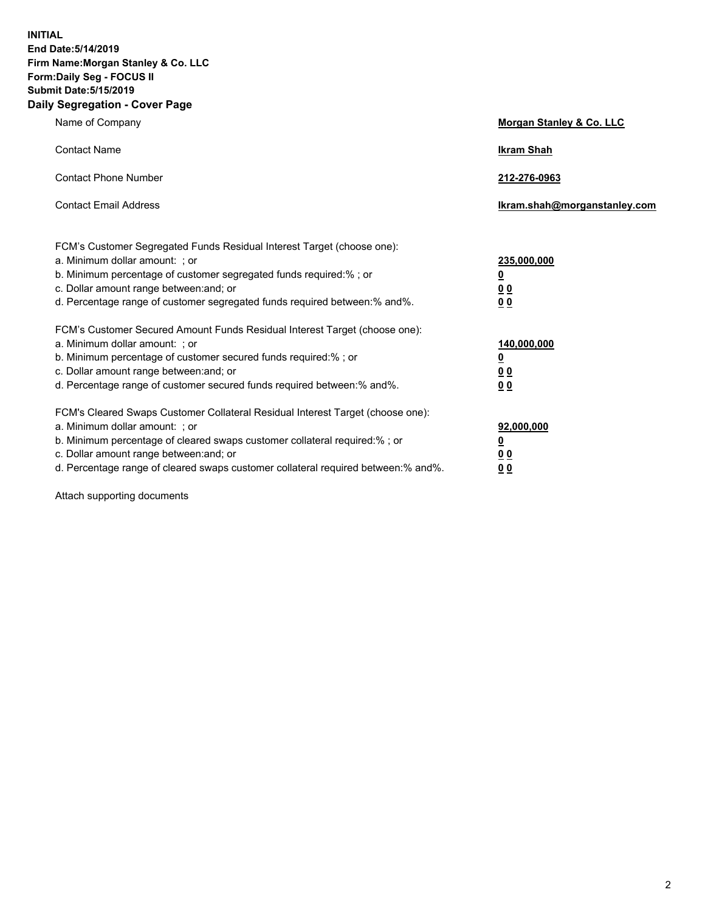**INITIAL**
**End Date:5/14/2019**
**Firm Name:Morgan Stanley & Co. LLC**
**Form:Daily Seg - FOCUS II**
**Submit Date:5/15/2019**
**Daily Segregation - Cover Page**

| | |
|---|---|
| Name of Company | **Morgan Stanley & Co. LLC** |
| Contact Name | **Ikram Shah** |
| Contact Phone Number | **212-276-0963** |
| Contact Email Address | **Ikram.shah@morganstanley.com** |

| | |
|---|---|
| FCM's Customer Segregated Funds Residual Interest Target (choose one): | |
| a. Minimum dollar amount: ; or | **235,000,000** |
| b. Minimum percentage of customer segregated funds required:% ; or | **0** |
| c. Dollar amount range between:and; or | **0 0** |
| d. Percentage range of customer segregated funds required between:% and%. | **0 0** |
| FCM's Customer Secured Amount Funds Residual Interest Target (choose one): | |
| a. Minimum dollar amount: ; or | **140,000,000** |
| b. Minimum percentage of customer secured funds required:% ; or | **0** |
| c. Dollar amount range between:and; or | **0 0** |
| d. Percentage range of customer secured funds required between:% and%. | **0 0** |
| FCM's Cleared Swaps Customer Collateral Residual Interest Target (choose one): | |
| a. Minimum dollar amount: ; or | **92,000,000** |
| b. Minimum percentage of cleared swaps customer collateral required:% ; or | **0** |
| c. Dollar amount range between:and; or | **0 0** |
| d. Percentage range of cleared swaps customer collateral required between:% and%. | **0 0** |

Attach supporting documents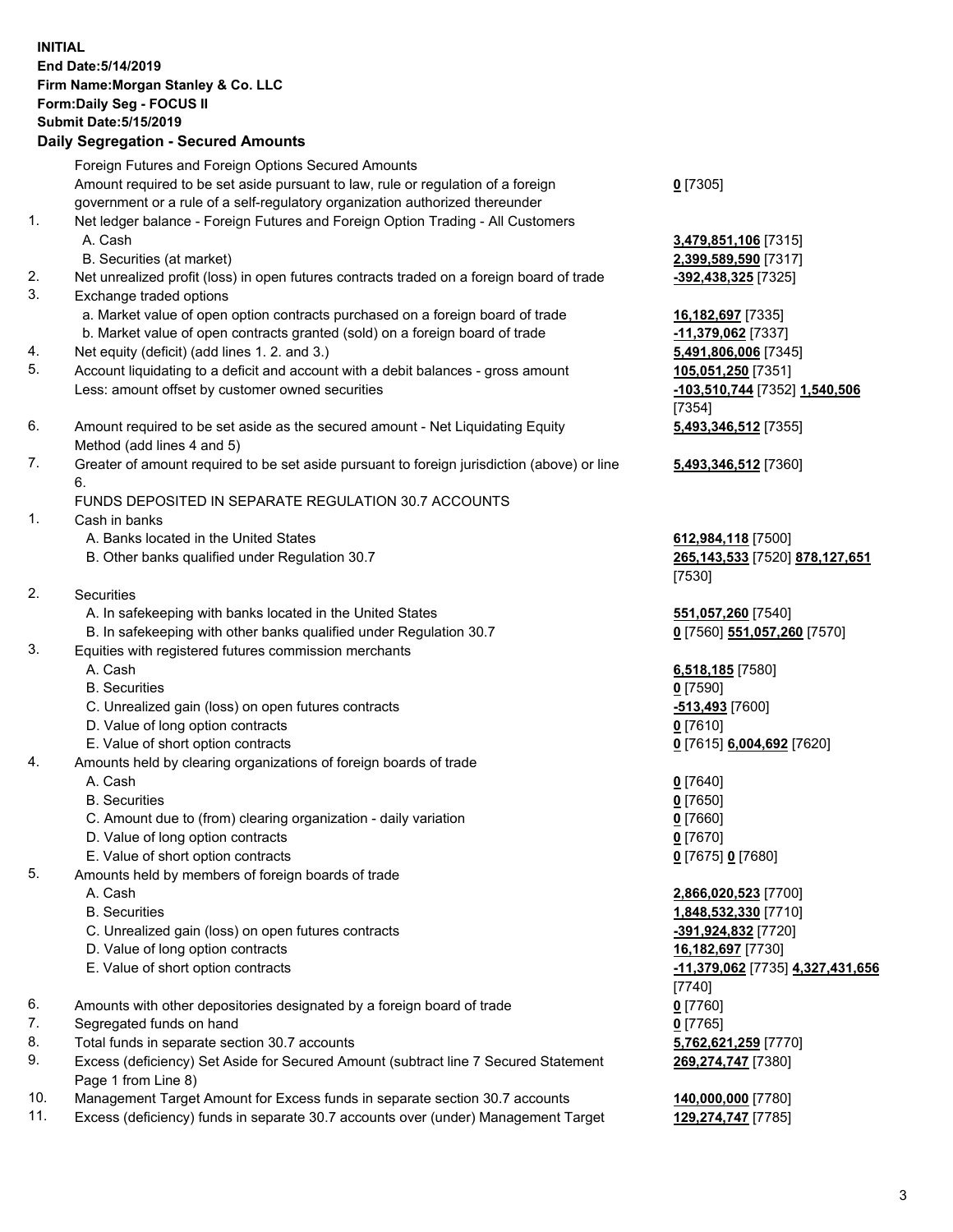**INITIAL**
**End Date:5/14/2019**
**Firm Name:Morgan Stanley & Co. LLC**
**Form:Daily Seg - FOCUS II**
**Submit Date:5/15/2019**

## Daily Segregation - Secured Amounts

| | | |
|---|---|---|
| | Foreign Futures and Foreign Options Secured Amounts | |
| | Amount required to be set aside pursuant to law, rule or regulation of a foreign government or a rule of a self-regulatory organization authorized thereunder | **0** [7305] |
| 1. | Net ledger balance - Foreign Futures and Foreign Option Trading - All Customers | |
| | A. Cash | **3,479,851,106** [7315] |
| | B. Securities (at market) | **2,399,589,590** [7317] |
| 2. | Net unrealized profit (loss) in open futures contracts traded on a foreign board of trade | **-392,438,325** [7325] |
| 3. | Exchange traded options | |
| | a. Market value of open option contracts purchased on a foreign board of trade | **16,182,697** [7335] |
| | b. Market value of open contracts granted (sold) on a foreign board of trade | **-11,379,062** [7337] |
| 4. | Net equity (deficit) (add lines 1. 2. and 3.) | **5,491,806,006** [7345] |
| 5. | Account liquidating to a deficit and account with a debit balances - gross amount | **105,051,250** [7351] |
| | Less: amount offset by customer owned securities | **-103,510,744** [7352] **1,540,506** [7354] |
| 6. | Amount required to be set aside as the secured amount - Net Liquidating Equity Method (add lines 4 and 5) | **5,493,346,512** [7355] |
| 7. | Greater of amount required to be set aside pursuant to foreign jurisdiction (above) or line 6. | **5,493,346,512** [7360] |
| | FUNDS DEPOSITED IN SEPARATE REGULATION 30.7 ACCOUNTS | |
| 1. | Cash in banks | |
| | A. Banks located in the United States | **612,984,118** [7500] |
| | B. Other banks qualified under Regulation 30.7 | **265,143,533** [7520] **878,127,651** [7530] |
| 2. | Securities | |
| | A. In safekeeping with banks located in the United States | **551,057,260** [7540] |
| | B. In safekeeping with other banks qualified under Regulation 30.7 | **0** [7560] **551,057,260** [7570] |
| 3. | Equities with registered futures commission merchants | |
| | A. Cash | **6,518,185** [7580] |
| | B. Securities | **0** [7590] |
| | C. Unrealized gain (loss) on open futures contracts | **-513,493** [7600] |
| | D. Value of long option contracts | **0** [7610] |
| | E. Value of short option contracts | **0** [7615] **6,004,692** [7620] |
| 4. | Amounts held by clearing organizations of foreign boards of trade | |
| | A. Cash | **0** [7640] |
| | B. Securities | **0** [7650] |
| | C. Amount due to (from) clearing organization - daily variation | **0** [7660] |
| | D. Value of long option contracts | **0** [7670] |
| | E. Value of short option contracts | **0** [7675] **0** [7680] |
| 5. | Amounts held by members of foreign boards of trade | |
| | A. Cash | **2,866,020,523** [7700] |
| | B. Securities | **1,848,532,330** [7710] |
| | C. Unrealized gain (loss) on open futures contracts | **-391,924,832** [7720] |
| | D. Value of long option contracts | **16,182,697** [7730] |
| | E. Value of short option contracts | **-11,379,062** [7735] **4,327,431,656** [7740] |
| 6. | Amounts with other depositories designated by a foreign board of trade | **0** [7760] |
| 7. | Segregated funds on hand | **0** [7765] |
| 8. | Total funds in separate section 30.7 accounts | **5,762,621,259** [7770] |
| 9. | Excess (deficiency) Set Aside for Secured Amount (subtract line 7 Secured Statement Page 1 from Line 8) | **269,274,747** [7380] |
| 10. | Management Target Amount for Excess funds in separate section 30.7 accounts | **140,000,000** [7780] |
| 11. | Excess (deficiency) funds in separate 30.7 accounts over (under) Management Target | **129,274,747** [7785] |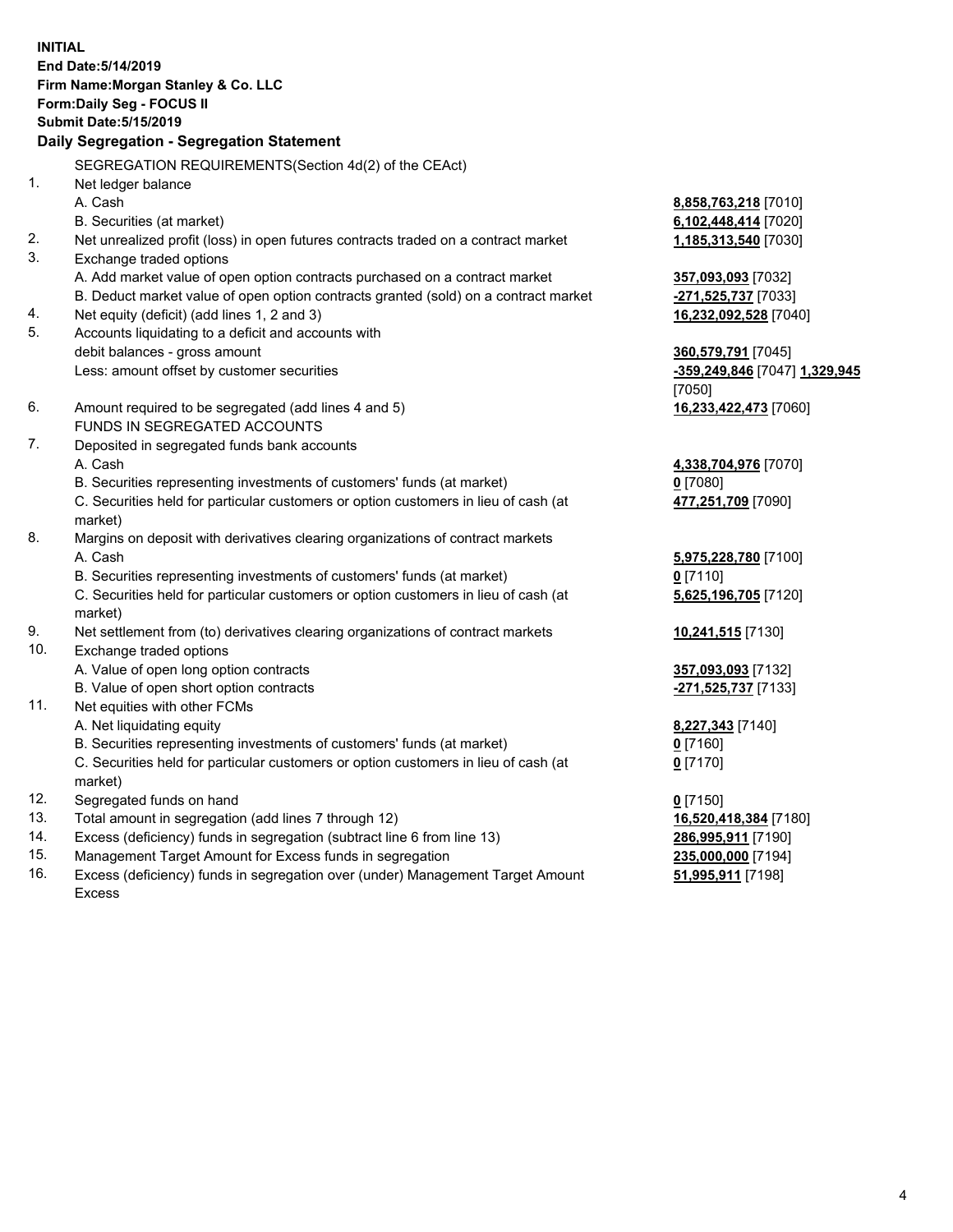**INITIAL**
**End Date:5/14/2019**
**Firm Name:Morgan Stanley & Co. LLC**
**Form:Daily Seg - FOCUS II**
**Submit Date:5/15/2019**

### Daily Segregation - Segregation Statement

SEGREGATION REQUIREMENTS(Section 4d(2) of the CEAct)

| | | |
|---|---|---|
| 1. | Net ledger balance | |
| | A. Cash | **8,858,763,218** [7010] |
| | B. Securities (at market) | **6,102,448,414** [7020] |
| 2. | Net unrealized profit (loss) in open futures contracts traded on a contract market | **1,185,313,540** [7030] |
| 3. | Exchange traded options | |
| | A. Add market value of open option contracts purchased on a contract market | **357,093,093** [7032] |
| | B. Deduct market value of open option contracts granted (sold) on a contract market | **-271,525,737** [7033] |
| 4. | Net equity (deficit) (add lines 1, 2 and 3) | **16,232,092,528** [7040] |
| 5. | Accounts liquidating to a deficit and accounts with debit balances - gross amount | **360,579,791** [7045] |
| | Less: amount offset by customer securities | **-359,249,846** [7047] **1,329,945** [7050] |
| 6. | Amount required to be segregated (add lines 4 and 5) | **16,233,422,473** [7060] |
| | FUNDS IN SEGREGATED ACCOUNTS | |
| 7. | Deposited in segregated funds bank accounts | |
| | A. Cash | **4,338,704,976** [7070] |
| | B. Securities representing investments of customers' funds (at market) | **0** [7080] |
| | C. Securities held for particular customers or option customers in lieu of cash (at market) | **477,251,709** [7090] |
| 8. | Margins on deposit with derivatives clearing organizations of contract markets | |
| | A. Cash | **5,975,228,780** [7100] |
| | B. Securities representing investments of customers' funds (at market) | **0** [7110] |
| | C. Securities held for particular customers or option customers in lieu of cash (at market) | **5,625,196,705** [7120] |
| 9. | Net settlement from (to) derivatives clearing organizations of contract markets | **10,241,515** [7130] |
| 10. | Exchange traded options | |
| | A. Value of open long option contracts | **357,093,093** [7132] |
| | B. Value of open short option contracts | **-271,525,737** [7133] |
| 11. | Net equities with other FCMs | |
| | A. Net liquidating equity | **8,227,343** [7140] |
| | B. Securities representing investments of customers' funds (at market) | **0** [7160] |
| | C. Securities held for particular customers or option customers in lieu of cash (at market) | **0** [7170] |
| 12. | Segregated funds on hand | **0** [7150] |
| 13. | Total amount in segregation (add lines 7 through 12) | **16,520,418,384** [7180] |
| 14. | Excess (deficiency) funds in segregation (subtract line 6 from line 13) | **286,995,911** [7190] |
| 15. | Management Target Amount for Excess funds in segregation | **235,000,000** [7194] |
| 16. | Excess (deficiency) funds in segregation over (under) Management Target Amount Excess | **51,995,911** [7198] |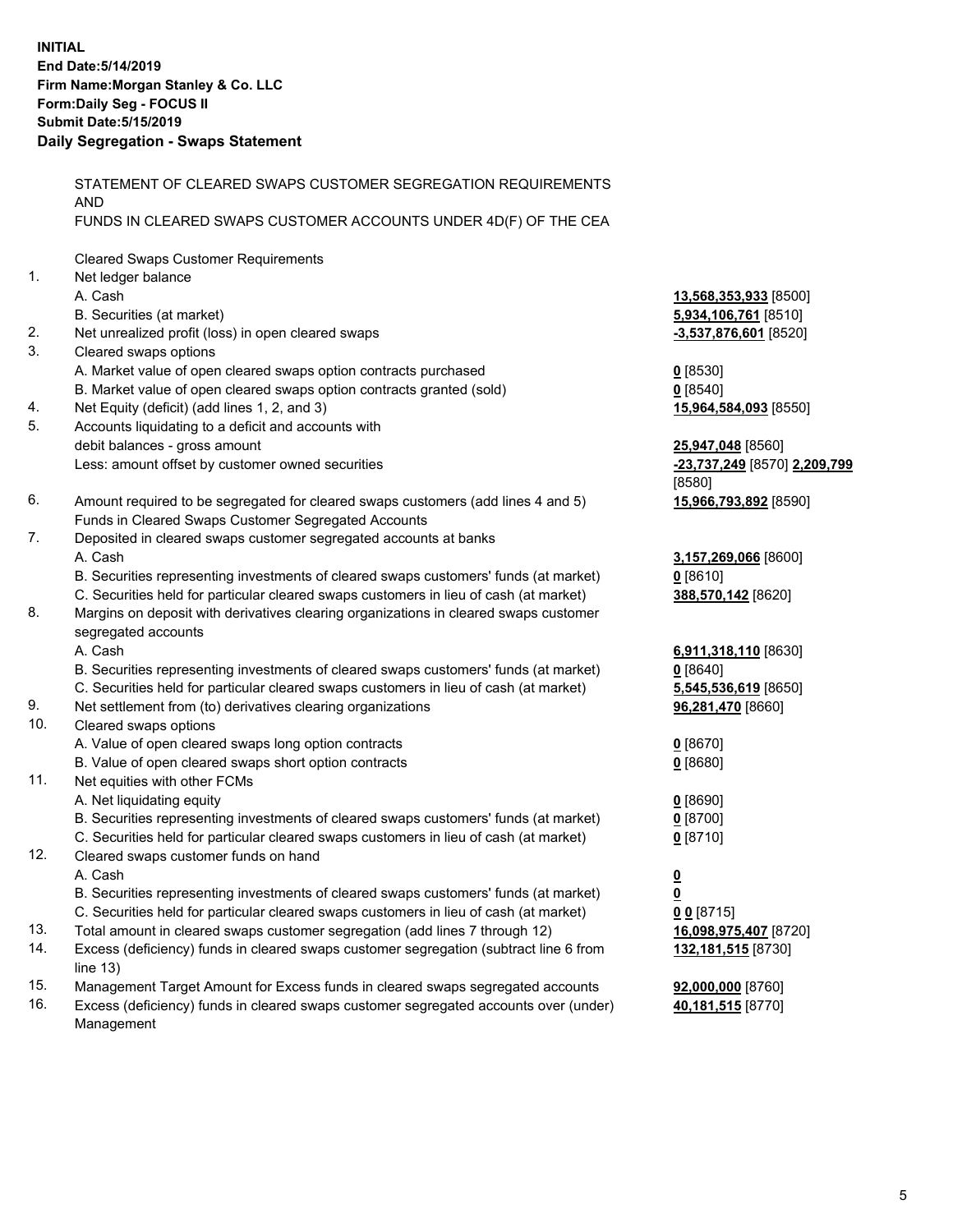**INITIAL**
**End Date:5/14/2019**
**Firm Name:Morgan Stanley & Co. LLC**
**Form:Daily Seg - FOCUS II**
**Submit Date:5/15/2019**
**Daily Segregation - Swaps Statement**

STATEMENT OF CLEARED SWAPS CUSTOMER SEGREGATION REQUIREMENTS AND FUNDS IN CLEARED SWAPS CUSTOMER ACCOUNTS UNDER 4D(F) OF THE CEA

| | | |
|---|---|---|
| | Cleared Swaps Customer Requirements | |
| 1. | Net ledger balance | |
| | A. Cash | **13,568,353,933** [8500] |
| | B. Securities (at market) | **5,934,106,761** [8510] |
| 2. | Net unrealized profit (loss) in open cleared swaps | **-3,537,876,601** [8520] |
| 3. | Cleared swaps options | |
| | A. Market value of open cleared swaps option contracts purchased | **0** [8530] |
| | B. Market value of open cleared swaps option contracts granted (sold) | **0** [8540] |
| 4. | Net Equity (deficit) (add lines 1, 2, and 3) | **15,964,584,093** [8550] |
| 5. | Accounts liquidating to a deficit and accounts with debit balances - gross amount | **25,947,048** [8560] |
| | Less: amount offset by customer owned securities | **-23,737,249** [8570] **2,209,799** [8580] |
| 6. | Amount required to be segregated for cleared swaps customers (add lines 4 and 5) | **15,966,793,892** [8590] |
| | Funds in Cleared Swaps Customer Segregated Accounts | |
| 7. | Deposited in cleared swaps customer segregated accounts at banks | |
| | A. Cash | **3,157,269,066** [8600] |
| | B. Securities representing investments of cleared swaps customers' funds (at market) | **0** [8610] |
| | C. Securities held for particular cleared swaps customers in lieu of cash (at market) | **388,570,142** [8620] |
| 8. | Margins on deposit with derivatives clearing organizations in cleared swaps customer segregated accounts | |
| | A. Cash | **6,911,318,110** [8630] |
| | B. Securities representing investments of cleared swaps customers' funds (at market) | **0** [8640] |
| | C. Securities held for particular cleared swaps customers in lieu of cash (at market) | **5,545,536,619** [8650] |
| 9. | Net settlement from (to) derivatives clearing organizations | **96,281,470** [8660] |
| 10. | Cleared swaps options | |
| | A. Value of open cleared swaps long option contracts | **0** [8670] |
| | B. Value of open cleared swaps short option contracts | **0** [8680] |
| 11. | Net equities with other FCMs | |
| | A. Net liquidating equity | **0** [8690] |
| | B. Securities representing investments of cleared swaps customers' funds (at market) | **0** [8700] |
| | C. Securities held for particular cleared swaps customers in lieu of cash (at market) | **0** [8710] |
| 12. | Cleared swaps customer funds on hand | |
| | A. Cash | **0** |
| | B. Securities representing investments of cleared swaps customers' funds (at market) | **0** |
| | C. Securities held for particular cleared swaps customers in lieu of cash (at market) | **0** **0** [8715] |
| 13. | Total amount in cleared swaps customer segregation (add lines 7 through 12) | **16,098,975,407** [8720] |
| 14. | Excess (deficiency) funds in cleared swaps customer segregation (subtract line 6 from line 13) | **132,181,515** [8730] |
| 15. | Management Target Amount for Excess funds in cleared swaps segregated accounts | **92,000,000** [8760] |
| 16. | Excess (deficiency) funds in cleared swaps customer segregated accounts over (under) Management | **40,181,515** [8770] |